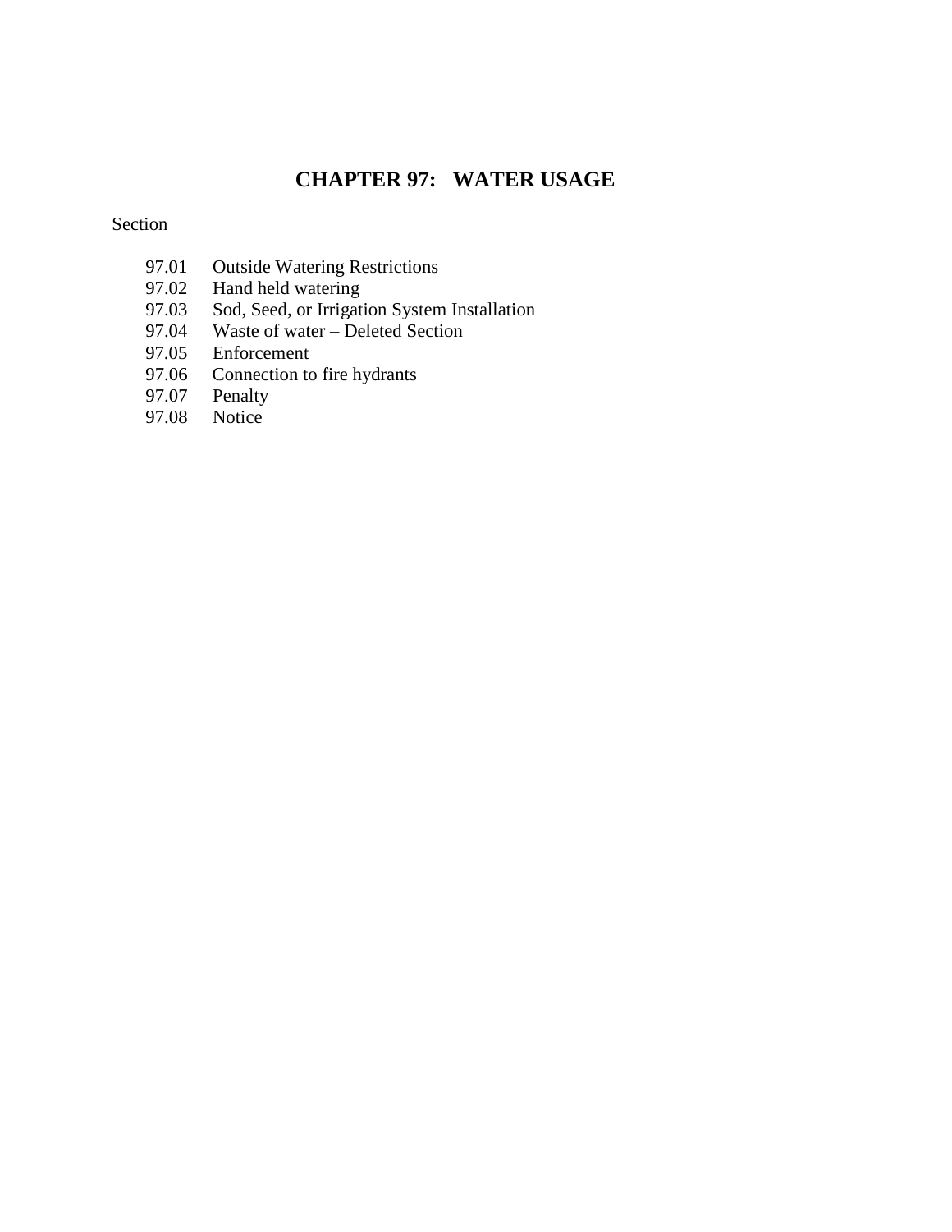# CHAPTER 97: WATER USAGE

Section

- 97.01 Outside Watering Restrictions
- 97.02 Hand held watering
- 97.03 Sod, Seed, or Irrigation System Installation
- 97.04 Waste of water – Deleted Section
- 97.05 Enforcement
- 97.06 Connection to fire hydrants
- 97.07 Penalty
- 97.08 Notice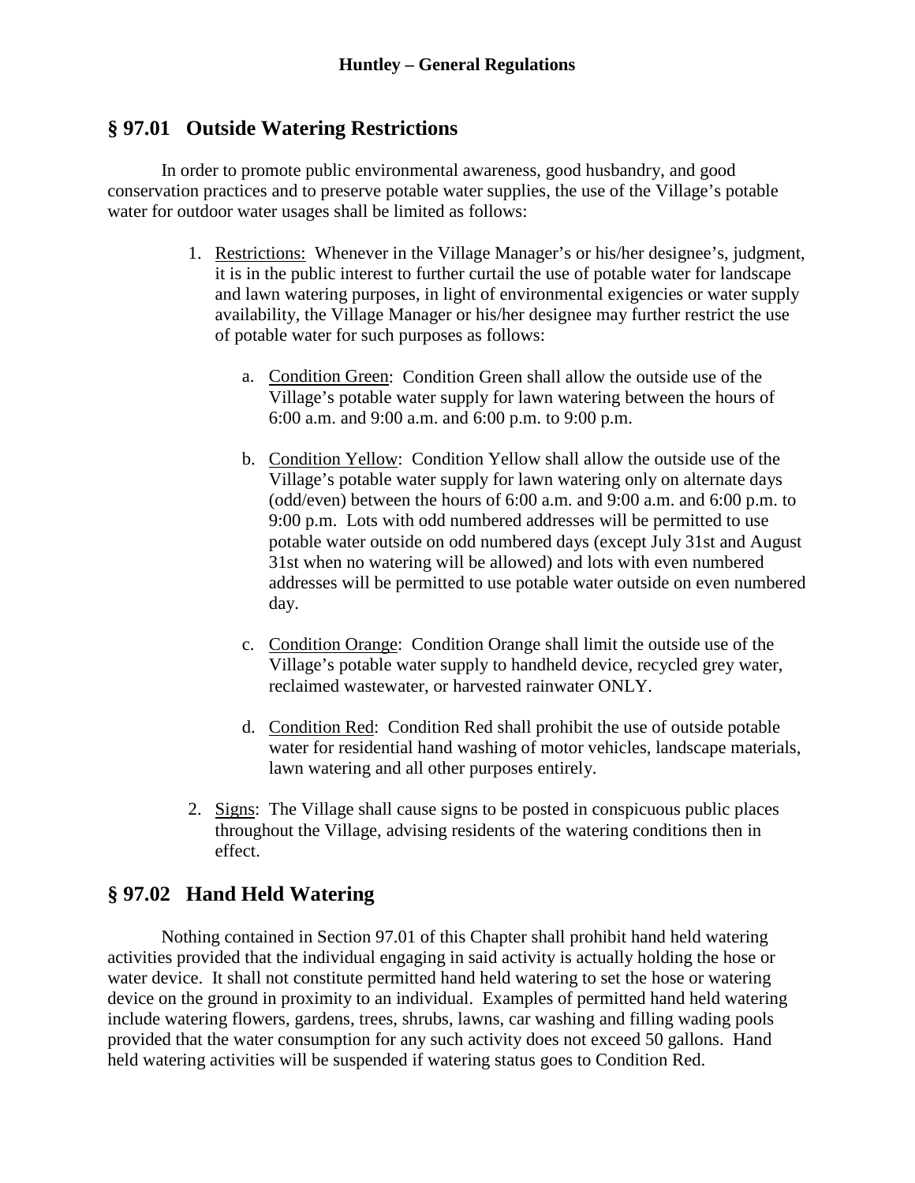## § 97.01 Outside Watering Restrictions

In order to promote public environmental awareness, good husbandry, and good conservation practices and to preserve potable water supplies, the use of the Village's potable water for outdoor water usages shall be limited as follows:

1. Restrictions: Whenever in the Village Manager's or his/her designee's, judgment, it is in the public interest to further curtail the use of potable water for landscape and lawn watering purposes, in light of environmental exigencies or water supply availability, the Village Manager or his/her designee may further restrict the use of potable water for such purposes as follows:

    a. Condition Green: Condition Green shall allow the outside use of the Village's potable water supply for lawn watering between the hours of 6:00 a.m. and 9:00 a.m. and 6:00 p.m. to 9:00 p.m.

    b. Condition Yellow: Condition Yellow shall allow the outside use of the Village's potable water supply for lawn watering only on alternate days (odd/even) between the hours of 6:00 a.m. and 9:00 a.m. and 6:00 p.m. to 9:00 p.m. Lots with odd numbered addresses will be permitted to use potable water outside on odd numbered days (except July 31st and August 31st when no watering will be allowed) and lots with even numbered addresses will be permitted to use potable water outside on even numbered day.

    c. Condition Orange: Condition Orange shall limit the outside use of the Village's potable water supply to handheld device, recycled grey water, reclaimed wastewater, or harvested rainwater ONLY.

    d. Condition Red: Condition Red shall prohibit the use of outside potable water for residential hand washing of motor vehicles, landscape materials, lawn watering and all other purposes entirely.

2. Signs: The Village shall cause signs to be posted in conspicuous public places throughout the Village, advising residents of the watering conditions then in effect.

## § 97.02 Hand Held Watering

Nothing contained in Section 97.01 of this Chapter shall prohibit hand held watering activities provided that the individual engaging in said activity is actually holding the hose or water device. It shall not constitute permitted hand held watering to set the hose or watering device on the ground in proximity to an individual. Examples of permitted hand held watering include watering flowers, gardens, trees, shrubs, lawns, car washing and filling wading pools provided that the water consumption for any such activity does not exceed 50 gallons. Hand held watering activities will be suspended if watering status goes to Condition Red.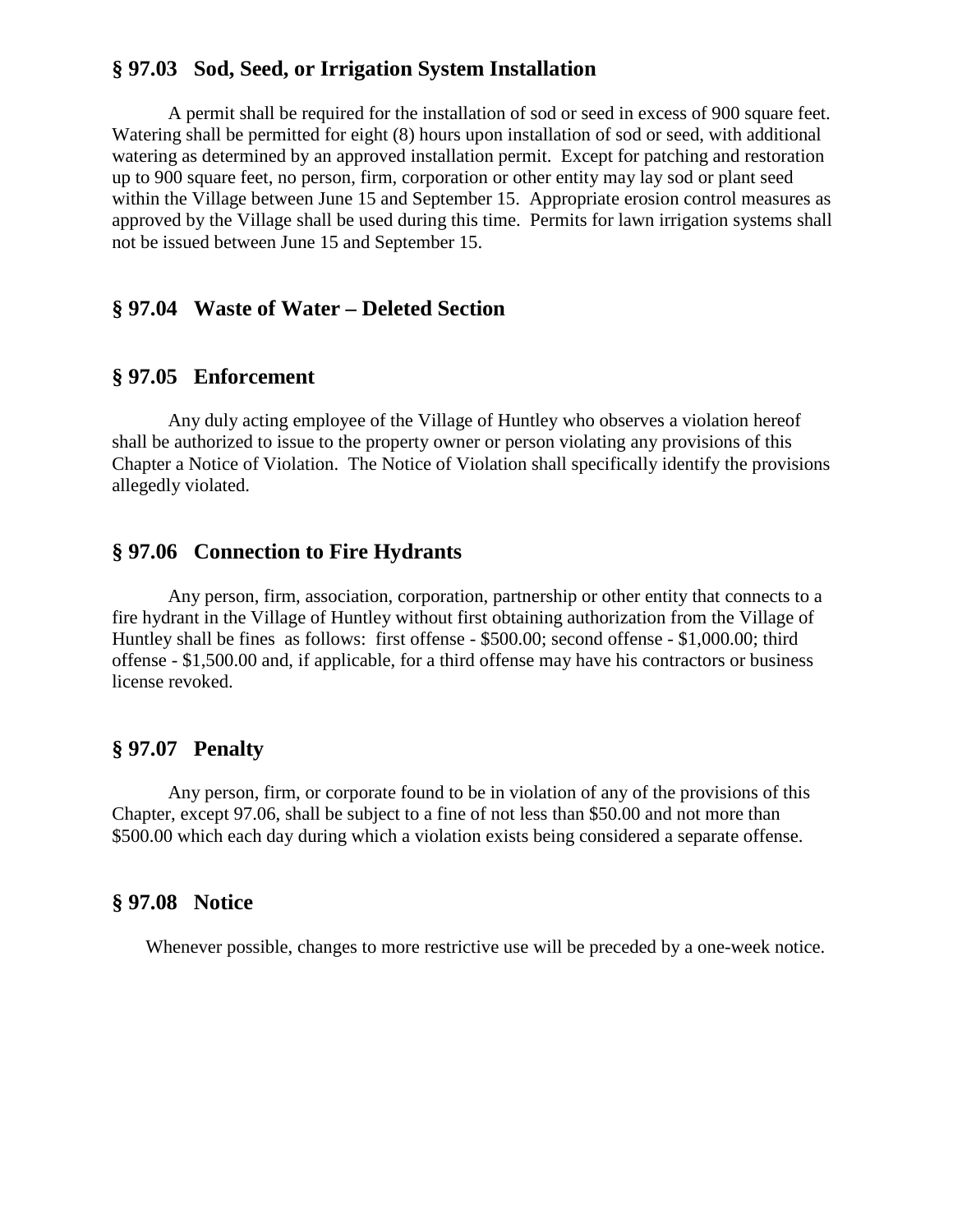## § 97.03 Sod, Seed, or Irrigation System Installation

A permit shall be required for the installation of sod or seed in excess of 900 square feet. Watering shall be permitted for eight (8) hours upon installation of sod or seed, with additional watering as determined by an approved installation permit. Except for patching and restoration up to 900 square feet, no person, firm, corporation or other entity may lay sod or plant seed within the Village between June 15 and September 15. Appropriate erosion control measures as approved by the Village shall be used during this time. Permits for lawn irrigation systems shall not be issued between June 15 and September 15.

## § 97.04 Waste of Water – Deleted Section

## § 97.05 Enforcement

Any duly acting employee of the Village of Huntley who observes a violation hereof shall be authorized to issue to the property owner or person violating any provisions of this Chapter a Notice of Violation. The Notice of Violation shall specifically identify the provisions allegedly violated.

## § 97.06 Connection to Fire Hydrants

Any person, firm, association, corporation, partnership or other entity that connects to a fire hydrant in the Village of Huntley without first obtaining authorization from the Village of Huntley shall be fines as follows: first offense - $500.00; second offense - $1,000.00; third offense - $1,500.00 and, if applicable, for a third offense may have his contractors or business license revoked.

## § 97.07 Penalty

Any person, firm, or corporate found to be in violation of any of the provisions of this Chapter, except 97.06, shall be subject to a fine of not less than $50.00 and not more than $500.00 which each day during which a violation exists being considered a separate offense.

## § 97.08 Notice

Whenever possible, changes to more restrictive use will be preceded by a one-week notice.